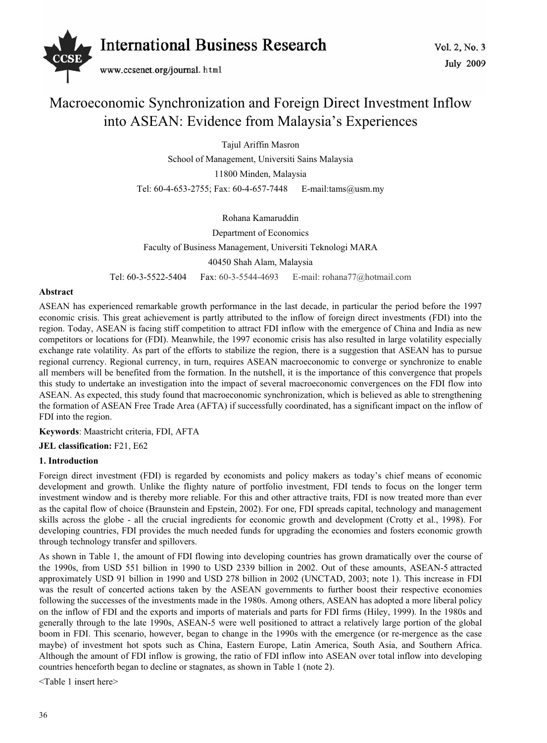# Macroeconomic Synchronization and Foreign Direct Investment Inflow into ASEAN: Evidence from Malaysia's Experiences

Tajul Ariffin Masron

School of Management, Universiti Sains Malaysia

11800 Minden, Malaysia

Tel: 60-4-653-2755; Fax: 60-4-657-7448 E-mail:tams@usm.my

Rohana Kamaruddin

Department of Economics

Faculty of Business Management, Universiti Teknologi MARA

40450 Shah Alam, Malaysia

Tel: 60-3-5522-5404 Fax: 60-3-5544-4693 E-mail: rohana77@hotmail.com

**Abstract**

ASEAN has experienced remarkable growth performance in the last decade, in particular the period before the 1997 economic crisis. This great achievement is partly attributed to the inflow of foreign direct investments (FDI) into the region. Today, ASEAN is facing stiff competition to attract FDI inflow with the emergence of China and India as new competitors or locations for (FDI). Meanwhile, the 1997 economic crisis has also resulted in large volatility especially exchange rate volatility. As part of the efforts to stabilize the region, there is a suggestion that ASEAN has to pursue regional currency. Regional currency, in turn, requires ASEAN macroeconomic to converge or synchronize to enable all members will be benefited from the formation. In the nutshell, it is the importance of this convergence that propels this study to undertake an investigation into the impact of several macroeconomic convergences on the FDI flow into ASEAN. As expected, this study found that macroeconomic synchronization, which is believed as able to strengthening the formation of ASEAN Free Trade Area (AFTA) if successfully coordinated, has a significant impact on the inflow of FDI into the region.

**Keywords**: Maastricht criteria, FDI, AFTA

**JEL classification:** F21, E62

## 1. Introduction

Foreign direct investment (FDI) is regarded by economists and policy makers as today's chief means of economic development and growth. Unlike the flighty nature of portfolio investment, FDI tends to focus on the longer term investment window and is thereby more reliable. For this and other attractive traits, FDI is now treated more than ever as the capital flow of choice (Braunstein and Epstein, 2002). For one, FDI spreads capital, technology and management skills across the globe - all the crucial ingredients for economic growth and development (Crotty et al., 1998). For developing countries, FDI provides the much needed funds for upgrading the economies and fosters economic growth through technology transfer and spillovers.

As shown in Table 1, the amount of FDI flowing into developing countries has grown dramatically over the course of the 1990s, from USD 551 billion in 1990 to USD 2339 billion in 2002. Out of these amounts, ASEAN-5 attracted approximately USD 91 billion in 1990 and USD 278 billion in 2002 (UNCTAD, 2003; note 1). This increase in FDI was the result of concerted actions taken by the ASEAN governments to further boost their respective economies following the successes of the investments made in the 1980s. Among others, ASEAN has adopted a more liberal policy on the inflow of FDI and the exports and imports of materials and parts for FDI firms (Hiley, 1999). In the 1980s and generally through to the late 1990s, ASEAN-5 were well positioned to attract a relatively large portion of the global boom in FDI. This scenario, however, began to change in the 1990s with the emergence (or re-mergence as the case maybe) of investment hot spots such as China, Eastern Europe, Latin America, South Asia, and Southern Africa. Although the amount of FDI inflow is growing, the ratio of FDI inflow into ASEAN over total inflow into developing countries henceforth began to decline or stagnates, as shown in Table 1 (note 2).

<Table 1 insert here>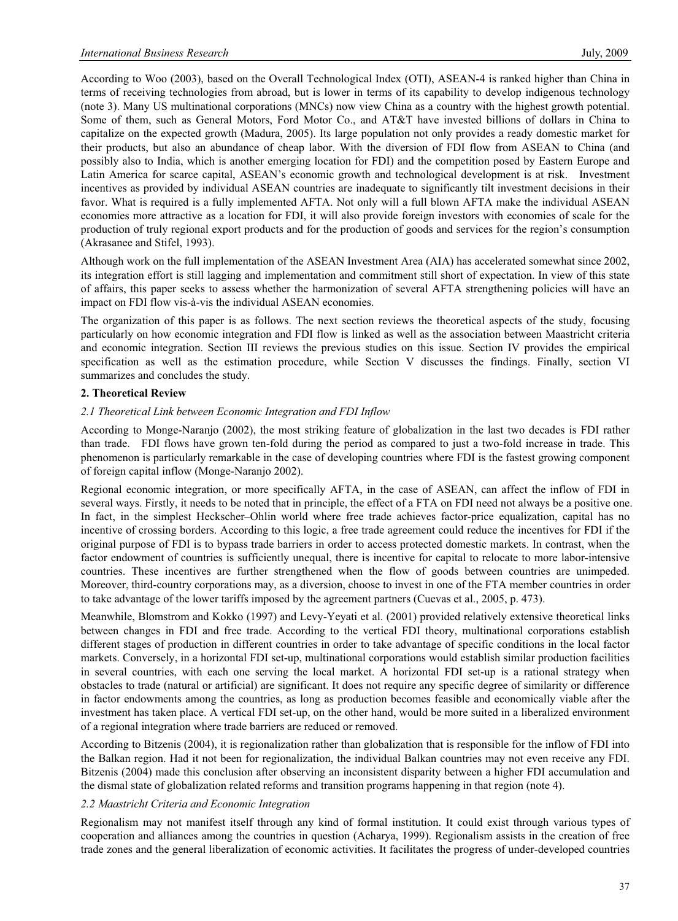According to Woo (2003), based on the Overall Technological Index (OTI), ASEAN-4 is ranked higher than China in terms of receiving technologies from abroad, but is lower in terms of its capability to develop indigenous technology (note 3). Many US multinational corporations (MNCs) now view China as a country with the highest growth potential. Some of them, such as General Motors, Ford Motor Co., and AT&T have invested billions of dollars in China to capitalize on the expected growth (Madura, 2005). Its large population not only provides a ready domestic market for their products, but also an abundance of cheap labor. With the diversion of FDI flow from ASEAN to China (and possibly also to India, which is another emerging location for FDI) and the competition posed by Eastern Europe and Latin America for scarce capital, ASEAN's economic growth and technological development is at risk. Investment incentives as provided by individual ASEAN countries are inadequate to significantly tilt investment decisions in their favor. What is required is a fully implemented AFTA. Not only will a full blown AFTA make the individual ASEAN economies more attractive as a location for FDI, it will also provide foreign investors with economies of scale for the production of truly regional export products and for the production of goods and services for the region's consumption (Akrasanee and Stifel, 1993).

Although work on the full implementation of the ASEAN Investment Area (AIA) has accelerated somewhat since 2002, its integration effort is still lagging and implementation and commitment still short of expectation. In view of this state of affairs, this paper seeks to assess whether the harmonization of several AFTA strengthening policies will have an impact on FDI flow vis-à-vis the individual ASEAN economies.

The organization of this paper is as follows. The next section reviews the theoretical aspects of the study, focusing particularly on how economic integration and FDI flow is linked as well as the association between Maastricht criteria and economic integration. Section III reviews the previous studies on this issue. Section IV provides the empirical specification as well as the estimation procedure, while Section V discusses the findings. Finally, section VI summarizes and concludes the study.

## 2. Theoretical Review

### *2.1 Theoretical Link between Economic Integration and FDI Inflow*

According to Monge-Naranjo (2002), the most striking feature of globalization in the last two decades is FDI rather than trade. FDI flows have grown ten-fold during the period as compared to just a two-fold increase in trade. This phenomenon is particularly remarkable in the case of developing countries where FDI is the fastest growing component of foreign capital inflow (Monge-Naranjo 2002).

Regional economic integration, or more specifically AFTA, in the case of ASEAN, can affect the inflow of FDI in several ways. Firstly, it needs to be noted that in principle, the effect of a FTA on FDI need not always be a positive one. In fact, in the simplest Heckscher–Ohlin world where free trade achieves factor-price equalization, capital has no incentive of crossing borders. According to this logic, a free trade agreement could reduce the incentives for FDI if the original purpose of FDI is to bypass trade barriers in order to access protected domestic markets. In contrast, when the factor endowment of countries is sufficiently unequal, there is incentive for capital to relocate to more labor-intensive countries. These incentives are further strengthened when the flow of goods between countries are unimpeded. Moreover, third-country corporations may, as a diversion, choose to invest in one of the FTA member countries in order to take advantage of the lower tariffs imposed by the agreement partners (Cuevas et al., 2005, p. 473).

Meanwhile, Blomstrom and Kokko (1997) and Levy-Yeyati et al. (2001) provided relatively extensive theoretical links between changes in FDI and free trade. According to the vertical FDI theory, multinational corporations establish different stages of production in different countries in order to take advantage of specific conditions in the local factor markets. Conversely, in a horizontal FDI set-up, multinational corporations would establish similar production facilities in several countries, with each one serving the local market. A horizontal FDI set-up is a rational strategy when obstacles to trade (natural or artificial) are significant. It does not require any specific degree of similarity or difference in factor endowments among the countries, as long as production becomes feasible and economically viable after the investment has taken place. A vertical FDI set-up, on the other hand, would be more suited in a liberalized environment of a regional integration where trade barriers are reduced or removed.

According to Bitzenis (2004), it is regionalization rather than globalization that is responsible for the inflow of FDI into the Balkan region. Had it not been for regionalization, the individual Balkan countries may not even receive any FDI. Bitzenis (2004) made this conclusion after observing an inconsistent disparity between a higher FDI accumulation and the dismal state of globalization related reforms and transition programs happening in that region (note 4).

### *2.2 Maastricht Criteria and Economic Integration*

Regionalism may not manifest itself through any kind of formal institution. It could exist through various types of cooperation and alliances among the countries in question (Acharya, 1999). Regionalism assists in the creation of free trade zones and the general liberalization of economic activities. It facilitates the progress of under-developed countries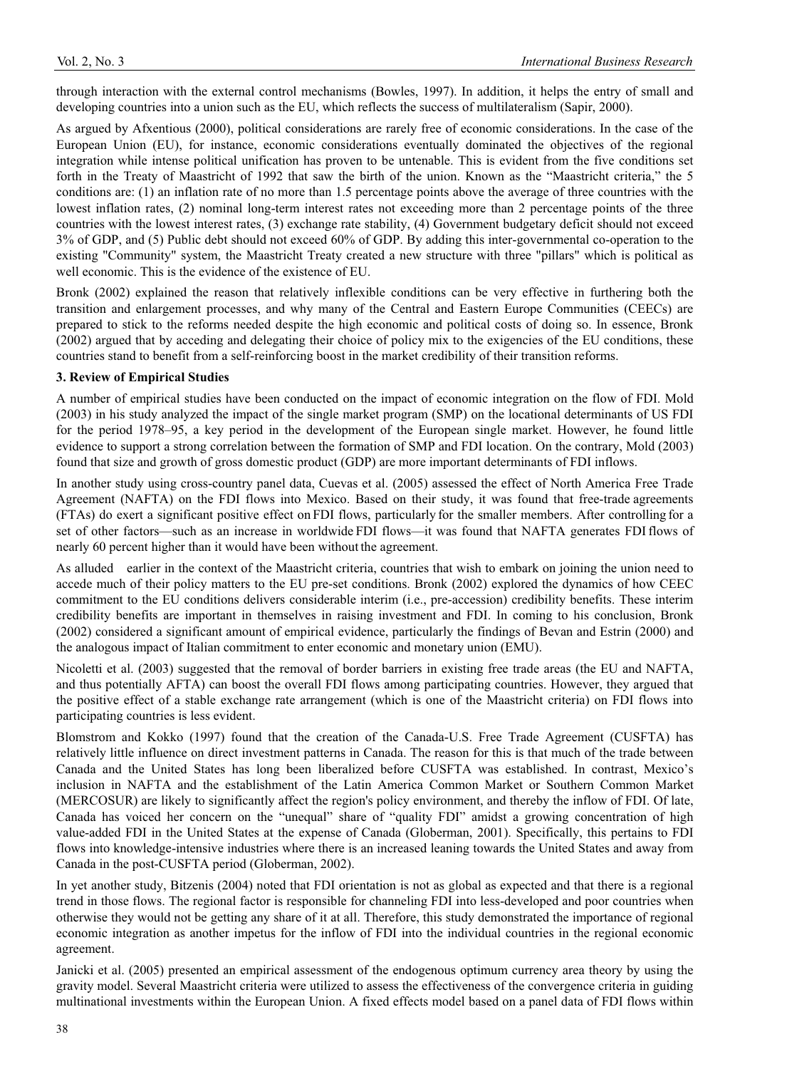through interaction with the external control mechanisms (Bowles, 1997). In addition, it helps the entry of small and developing countries into a union such as the EU, which reflects the success of multilateralism (Sapir, 2000).

As argued by Afxentious (2000), political considerations are rarely free of economic considerations. In the case of the European Union (EU), for instance, economic considerations eventually dominated the objectives of the regional integration while intense political unification has proven to be untenable. This is evident from the five conditions set forth in the Treaty of Maastricht of 1992 that saw the birth of the union. Known as the "Maastricht criteria," the 5 conditions are: (1) an inflation rate of no more than 1.5 percentage points above the average of three countries with the lowest inflation rates, (2) nominal long-term interest rates not exceeding more than 2 percentage points of the three countries with the lowest interest rates, (3) exchange rate stability, (4) Government budgetary deficit should not exceed 3% of GDP, and (5) Public debt should not exceed 60% of GDP. By adding this inter-governmental co-operation to the existing "Community" system, the Maastricht Treaty created a new structure with three "pillars" which is political as well economic. This is the evidence of the existence of EU.

Bronk (2002) explained the reason that relatively inflexible conditions can be very effective in furthering both the transition and enlargement processes, and why many of the Central and Eastern Europe Communities (CEECs) are prepared to stick to the reforms needed despite the high economic and political costs of doing so. In essence, Bronk (2002) argued that by acceding and delegating their choice of policy mix to the exigencies of the EU conditions, these countries stand to benefit from a self-reinforcing boost in the market credibility of their transition reforms.

**3. Review of Empirical Studies**

A number of empirical studies have been conducted on the impact of economic integration on the flow of FDI. Mold (2003) in his study analyzed the impact of the single market program (SMP) on the locational determinants of US FDI for the period 1978–95, a key period in the development of the European single market. However, he found little evidence to support a strong correlation between the formation of SMP and FDI location. On the contrary, Mold (2003) found that size and growth of gross domestic product (GDP) are more important determinants of FDI inflows.

In another study using cross-country panel data, Cuevas et al. (2005) assessed the effect of North America Free Trade Agreement (NAFTA) on the FDI flows into Mexico. Based on their study, it was found that free-trade agreements (FTAs) do exert a significant positive effect on FDI flows, particularly for the smaller members. After controlling for a set of other factors—such as an increase in worldwide FDI flows—it was found that NAFTA generates FDI flows of nearly 60 percent higher than it would have been without the agreement.

As alluded earlier in the context of the Maastricht criteria, countries that wish to embark on joining the union need to accede much of their policy matters to the EU pre-set conditions. Bronk (2002) explored the dynamics of how CEEC commitment to the EU conditions delivers considerable interim (i.e., pre-accession) credibility benefits. These interim credibility benefits are important in themselves in raising investment and FDI. In coming to his conclusion, Bronk (2002) considered a significant amount of empirical evidence, particularly the findings of Bevan and Estrin (2000) and the analogous impact of Italian commitment to enter economic and monetary union (EMU).

Nicoletti et al. (2003) suggested that the removal of border barriers in existing free trade areas (the EU and NAFTA, and thus potentially AFTA) can boost the overall FDI flows among participating countries. However, they argued that the positive effect of a stable exchange rate arrangement (which is one of the Maastricht criteria) on FDI flows into participating countries is less evident.

Blomstrom and Kokko (1997) found that the creation of the Canada-U.S. Free Trade Agreement (CUSFTA) has relatively little influence on direct investment patterns in Canada. The reason for this is that much of the trade between Canada and the United States has long been liberalized before CUSFTA was established. In contrast, Mexico's inclusion in NAFTA and the establishment of the Latin America Common Market or Southern Common Market (MERCOSUR) are likely to significantly affect the region's policy environment, and thereby the inflow of FDI. Of late, Canada has voiced her concern on the "unequal" share of "quality FDI" amidst a growing concentration of high value-added FDI in the United States at the expense of Canada (Globerman, 2001). Specifically, this pertains to FDI flows into knowledge-intensive industries where there is an increased leaning towards the United States and away from Canada in the post-CUSFTA period (Globerman, 2002).

In yet another study, Bitzenis (2004) noted that FDI orientation is not as global as expected and that there is a regional trend in those flows. The regional factor is responsible for channeling FDI into less-developed and poor countries when otherwise they would not be getting any share of it at all. Therefore, this study demonstrated the importance of regional economic integration as another impetus for the inflow of FDI into the individual countries in the regional economic agreement.

Janicki et al. (2005) presented an empirical assessment of the endogenous optimum currency area theory by using the gravity model. Several Maastricht criteria were utilized to assess the effectiveness of the convergence criteria in guiding multinational investments within the European Union. A fixed effects model based on a panel data of FDI flows within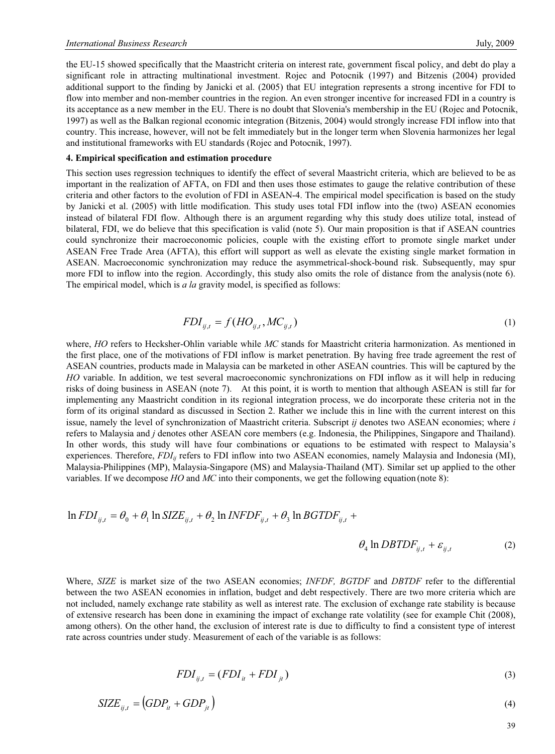the EU-15 showed specifically that the Maastricht criteria on interest rate, government fiscal policy, and debt do play a significant role in attracting multinational investment. Rojec and Potocnik (1997) and Bitzenis (2004) provided additional support to the finding by Janicki et al. (2005) that EU integration represents a strong incentive for FDI to flow into member and non-member countries in the region. An even stronger incentive for increased FDI in a country is its acceptance as a new member in the EU. There is no doubt that Slovenia's membership in the EU (Rojec and Potocnik, 1997) as well as the Balkan regional economic integration (Bitzenis, 2004) would strongly increase FDI inflow into that country. This increase, however, will not be felt immediately but in the longer term when Slovenia harmonizes her legal and institutional frameworks with EU standards (Rojec and Potocnik, 1997).

**4. Empirical specification and estimation procedure**

This section uses regression techniques to identify the effect of several Maastricht criteria, which are believed to be as important in the realization of AFTA, on FDI and then uses those estimates to gauge the relative contribution of these criteria and other factors to the evolution of FDI in ASEAN-4. The empirical model specification is based on the study by Janicki et al. (2005) with little modification. This study uses total FDI inflow into the (two) ASEAN economies instead of bilateral FDI flow. Although there is an argument regarding why this study does utilize total, instead of bilateral, FDI, we do believe that this specification is valid (note 5). Our main proposition is that if ASEAN countries could synchronize their macroeconomic policies, couple with the existing effort to promote single market under ASEAN Free Trade Area (AFTA), this effort will support as well as elevate the existing single market formation in ASEAN. Macroeconomic synchronization may reduce the asymmetrical-shock-bound risk. Subsequently, may spur more FDI to inflow into the region. Accordingly, this study also omits the role of distance from the analysis (note 6). The empirical model, which is *a la* gravity model, is specified as follows:

$$FDI_{ij,t} = f(HO_{ij,t}, MC_{ij,t}) \tag{1}$$

where, *HO* refers to Hecksher-Ohlin variable while *MC* stands for Maastricht criteria harmonization. As mentioned in the first place, one of the motivations of FDI inflow is market penetration. By having free trade agreement the rest of ASEAN countries, products made in Malaysia can be marketed in other ASEAN countries. This will be captured by the *HO* variable. In addition, we test several macroeconomic synchronizations on FDI inflow as it will help in reducing risks of doing business in ASEAN (note 7). At this point, it is worth to mention that although ASEAN is still far for implementing any Maastricht condition in its regional integration process, we do incorporate these criteria not in the form of its original standard as discussed in Section 2. Rather we include this in line with the current interest on this issue, namely the level of synchronization of Maastricht criteria. Subscript *ij* denotes two ASEAN economies; where *i* refers to Malaysia and *j* denotes other ASEAN core members (e.g. Indonesia, the Philippines, Singapore and Thailand). In other words, this study will have four combinations or equations to be estimated with respect to Malaysia's experiences. Therefore, $FDI_{ij}$ refers to FDI inflow into two ASEAN economies, namely Malaysia and Indonesia (MI), Malaysia-Philippines (MP), Malaysia-Singapore (MS) and Malaysia-Thailand (MT). Similar set up applied to the other variables. If we decompose *HO* and *MC* into their components, we get the following equation (note 8):

$$\ln FDI_{ij,t} = \theta_0 + \theta_1 \ln SIZE_{ij,t} + \theta_2 \ln INFDF_{ij,t} + \theta_3 \ln BGTDF_{ij,t} + \theta_4 \ln DBTDF_{ij,t} + \varepsilon_{ij,t} \tag{2}$$

Where, *SIZE* is market size of the two ASEAN economies; *INFDF, BGTDF* and *DBTDF* refer to the differential between the two ASEAN economies in inflation, budget and debt respectively. There are two more criteria which are not included, namely exchange rate stability as well as interest rate. The exclusion of exchange rate stability is because of extensive research has been done in examining the impact of exchange rate volatility (see for example Chit (2008), among others). On the other hand, the exclusion of interest rate is due to difficulty to find a consistent type of interest rate across countries under study. Measurement of each of the variable is as follows:

$$FDI_{ij,t} = (FDI_{it} + FDI_{jt}) \tag{3}$$

$$SIZE_{ij,t} = \left(GDP_{it} + GDP_{jt}\right) \tag{4}$$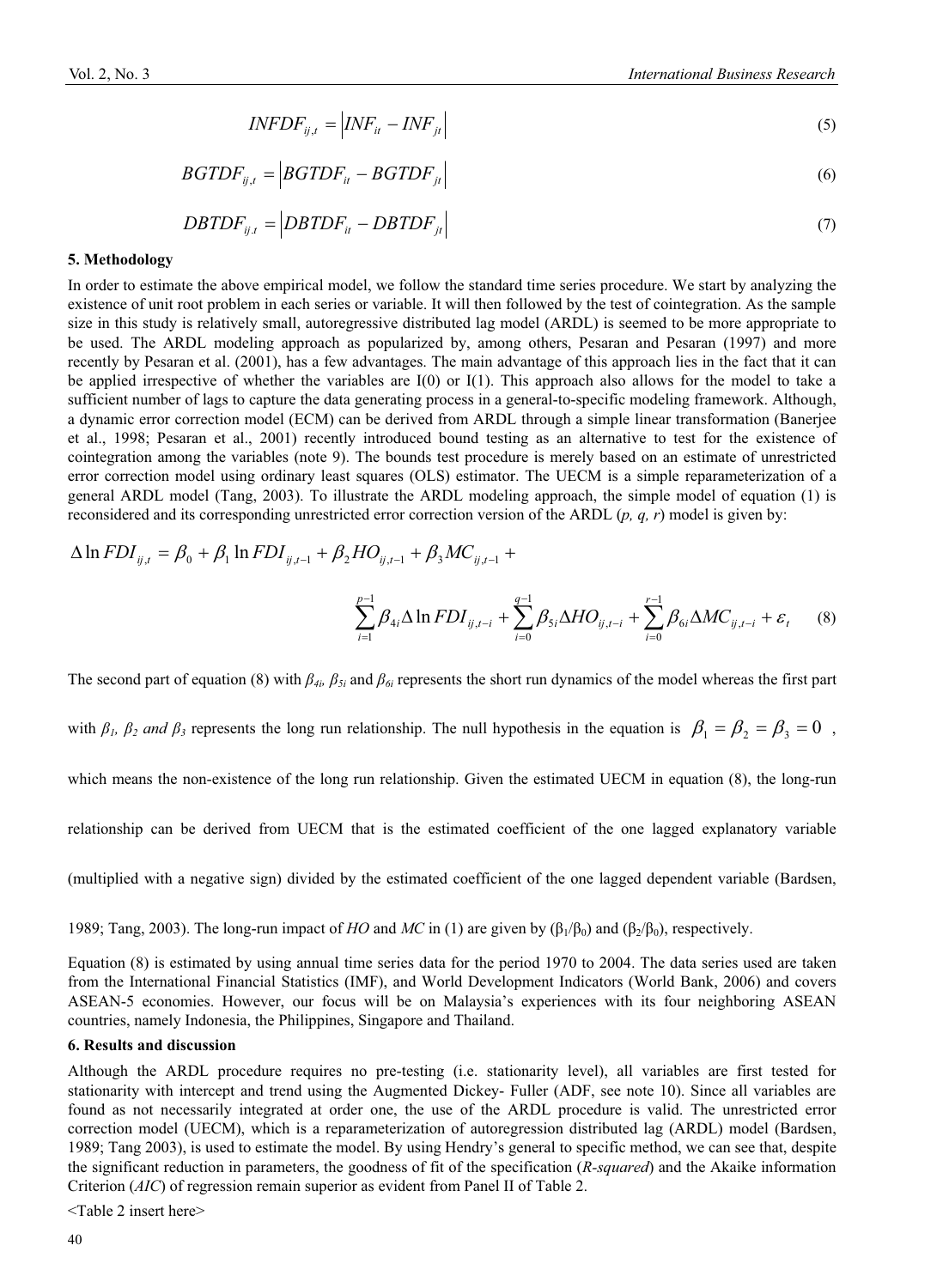$$INFDF_{ij,t} = \left| INF_{it} - INF_{jt} \right| \quad (5)$$

$$BGTDF_{ij,t} = \left| BGTDF_{it} - BGTDF_{jt} \right| \quad (6)$$

$$DBTDF_{ij,t} = \left| DBTDF_{it} - DBTDF_{jt} \right| \quad (7)$$

### 5. Methodology

In order to estimate the above empirical model, we follow the standard time series procedure. We start by analyzing the existence of unit root problem in each series or variable. It will then followed by the test of cointegration. As the sample size in this study is relatively small, autoregressive distributed lag model (ARDL) is seemed to be more appropriate to be used. The ARDL modeling approach as popularized by, among others, Pesaran and Pesaran (1997) and more recently by Pesaran et al. (2001), has a few advantages. The main advantage of this approach lies in the fact that it can be applied irrespective of whether the variables are I(0) or I(1). This approach also allows for the model to take a sufficient number of lags to capture the data generating process in a general-to-specific modeling framework. Although, a dynamic error correction model (ECM) can be derived from ARDL through a simple linear transformation (Banerjee et al., 1998; Pesaran et al., 2001) recently introduced bound testing as an alternative to test for the existence of cointegration among the variables (note 9). The bounds test procedure is merely based on an estimate of unrestricted error correction model using ordinary least squares (OLS) estimator. The UECM is a simple reparameterization of a general ARDL model (Tang, 2003). To illustrate the ARDL modeling approach, the simple model of equation (1) is reconsidered and its corresponding unrestricted error correction version of the ARDL (*p, q, r*) model is given by:

$$\Delta \ln FDI_{ij,t} = \beta_0 + \beta_1 \ln FDI_{ij,t-1} + \beta_2 HO_{ij,t-1} + \beta_3 MC_{ij,t-1} + \sum_{i=1}^{p-1} \beta_{4i} \Delta \ln FDI_{ij,t-i} + \sum_{i=0}^{q-1} \beta_{5i} \Delta HO_{ij,t-i} + \sum_{i=0}^{r-1} \beta_{6i} \Delta MC_{ij,t-i} + \varepsilon_t \quad (8)$$

The second part of equation (8) with $\beta_{4i}$, $\beta_{5i}$ and $\beta_{6i}$ represents the short run dynamics of the model whereas the first part with $\beta_1$, $\beta_2$ *and* $\beta_3$ represents the long run relationship. The null hypothesis in the equation is $\beta_1 = \beta_2 = \beta_3 = 0$, which means the non-existence of the long run relationship. Given the estimated UECM in equation (8), the long-run relationship can be derived from UECM that is the estimated coefficient of the one lagged explanatory variable (multiplied with a negative sign) divided by the estimated coefficient of the one lagged dependent variable (Bardsen, 1989; Tang, 2003). The long-run impact of *HO* and *MC* in (1) are given by ($\beta_1/\beta_0$) and ($\beta_2/\beta_0$), respectively.

Equation (8) is estimated by using annual time series data for the period 1970 to 2004. The data series used are taken from the International Financial Statistics (IMF), and World Development Indicators (World Bank, 2006) and covers ASEAN-5 economies. However, our focus will be on Malaysia's experiences with its four neighboring ASEAN countries, namely Indonesia, the Philippines, Singapore and Thailand.

### 6. Results and discussion

Although the ARDL procedure requires no pre-testing (i.e. stationarity level), all variables are first tested for stationarity with intercept and trend using the Augmented Dickey- Fuller (ADF, see note 10). Since all variables are found as not necessarily integrated at order one, the use of the ARDL procedure is valid. The unrestricted error correction model (UECM), which is a reparameterization of autoregression distributed lag (ARDL) model (Bardsen, 1989; Tang 2003), is used to estimate the model. By using Hendry's general to specific method, we can see that, despite the significant reduction in parameters, the goodness of fit of the specification (*R-squared*) and the Akaike information Criterion (*AIC*) of regression remain superior as evident from Panel II of Table 2.

<Table 2 insert here>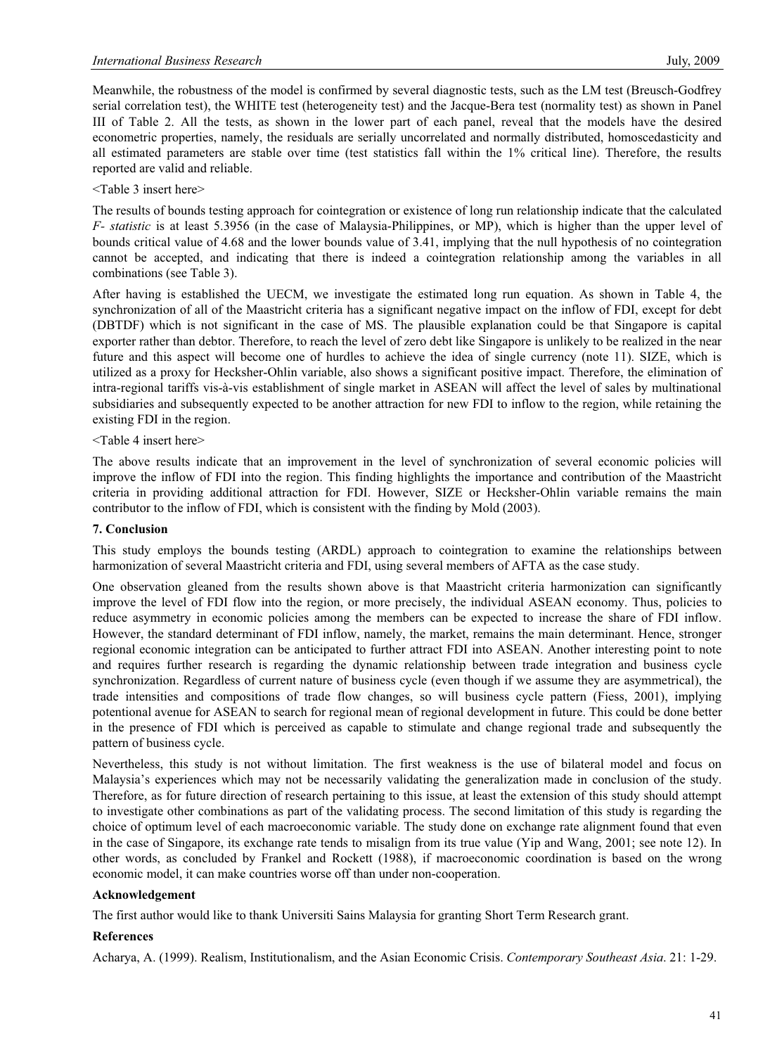Meanwhile, the robustness of the model is confirmed by several diagnostic tests, such as the LM test (Breusch-Godfrey serial correlation test), the WHITE test (heterogeneity test) and the Jacque-Bera test (normality test) as shown in Panel III of Table 2. All the tests, as shown in the lower part of each panel, reveal that the models have the desired econometric properties, namely, the residuals are serially uncorrelated and normally distributed, homoscedasticity and all estimated parameters are stable over time (test statistics fall within the 1% critical line). Therefore, the results reported are valid and reliable.

<Table 3 insert here>

The results of bounds testing approach for cointegration or existence of long run relationship indicate that the calculated *F- statistic* is at least 5.3956 (in the case of Malaysia-Philippines, or MP), which is higher than the upper level of bounds critical value of 4.68 and the lower bounds value of 3.41, implying that the null hypothesis of no cointegration cannot be accepted, and indicating that there is indeed a cointegration relationship among the variables in all combinations (see Table 3).

After having is established the UECM, we investigate the estimated long run equation. As shown in Table 4, the synchronization of all of the Maastricht criteria has a significant negative impact on the inflow of FDI, except for debt (DBTDF) which is not significant in the case of MS. The plausible explanation could be that Singapore is capital exporter rather than debtor. Therefore, to reach the level of zero debt like Singapore is unlikely to be realized in the near future and this aspect will become one of hurdles to achieve the idea of single currency (note 11). SIZE, which is utilized as a proxy for Hecksher-Ohlin variable, also shows a significant positive impact. Therefore, the elimination of intra-regional tariffs vis-à-vis establishment of single market in ASEAN will affect the level of sales by multinational subsidiaries and subsequently expected to be another attraction for new FDI to inflow to the region, while retaining the existing FDI in the region.

<Table 4 insert here>

The above results indicate that an improvement in the level of synchronization of several economic policies will improve the inflow of FDI into the region. This finding highlights the importance and contribution of the Maastricht criteria in providing additional attraction for FDI. However, SIZE or Hecksher-Ohlin variable remains the main contributor to the inflow of FDI, which is consistent with the finding by Mold (2003).

## 7. Conclusion

This study employs the bounds testing (ARDL) approach to cointegration to examine the relationships between harmonization of several Maastricht criteria and FDI, using several members of AFTA as the case study.

One observation gleaned from the results shown above is that Maastricht criteria harmonization can significantly improve the level of FDI flow into the region, or more precisely, the individual ASEAN economy. Thus, policies to reduce asymmetry in economic policies among the members can be expected to increase the share of FDI inflow. However, the standard determinant of FDI inflow, namely, the market, remains the main determinant. Hence, stronger regional economic integration can be anticipated to further attract FDI into ASEAN. Another interesting point to note and requires further research is regarding the dynamic relationship between trade integration and business cycle synchronization. Regardless of current nature of business cycle (even though if we assume they are asymmetrical), the trade intensities and compositions of trade flow changes, so will business cycle pattern (Fiess, 2001), implying potentional avenue for ASEAN to search for regional mean of regional development in future. This could be done better in the presence of FDI which is perceived as capable to stimulate and change regional trade and subsequently the pattern of business cycle.

Nevertheless, this study is not without limitation. The first weakness is the use of bilateral model and focus on Malaysia's experiences which may not be necessarily validating the generalization made in conclusion of the study. Therefore, as for future direction of research pertaining to this issue, at least the extension of this study should attempt to investigate other combinations as part of the validating process. The second limitation of this study is regarding the choice of optimum level of each macroeconomic variable. The study done on exchange rate alignment found that even in the case of Singapore, its exchange rate tends to misalign from its true value (Yip and Wang, 2001; see note 12). In other words, as concluded by Frankel and Rockett (1988), if macroeconomic coordination is based on the wrong economic model, it can make countries worse off than under non-cooperation.

## Acknowledgement

The first author would like to thank Universiti Sains Malaysia for granting Short Term Research grant.

## References

Acharya, A. (1999). Realism, Institutionalism, and the Asian Economic Crisis. *Contemporary Southeast Asia*. 21: 1-29.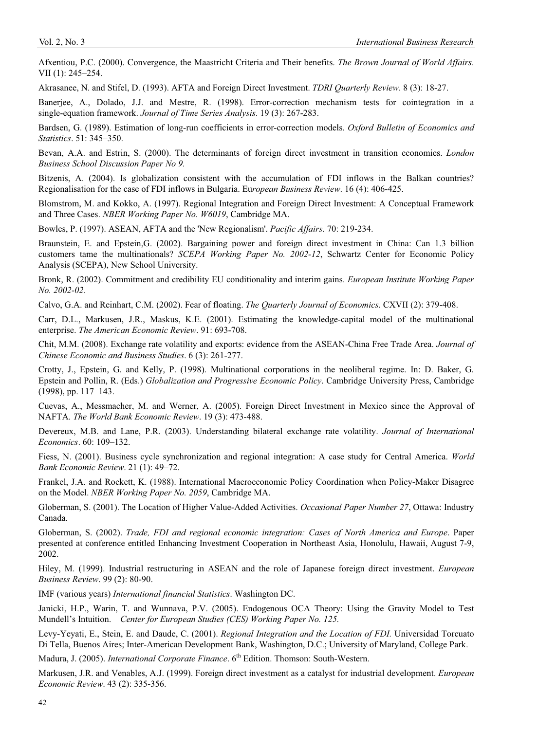Afxentiou, P.C. (2000). Convergence, the Maastricht Criteria and Their benefits. *The Brown Journal of World Affairs*. VII (1): 245–254.

Akrasanee, N. and Stifel, D. (1993). AFTA and Foreign Direct Investment. *TDRI Quarterly Review*. 8 (3): 18-27.

Banerjee, A., Dolado, J.J. and Mestre, R. (1998). Error-correction mechanism tests for cointegration in a single-equation framework. *Journal of Time Series Analysis*. 19 (3): 267-283.

Bardsen, G. (1989). Estimation of long-run coefficients in error-correction models. *Oxford Bulletin of Economics and Statistics*. 51: 345–350.

Bevan, A.A. and Estrin, S. (2000). The determinants of foreign direct investment in transition economies. *London Business School Discussion Paper No 9.*

Bitzenis, A. (2004). Is globalization consistent with the accumulation of FDI inflows in the Balkan countries? Regionalisation for the case of FDI inflows in Bulgaria. *European Business Review*. 16 (4): 406-425.

Blomstrom, M. and Kokko, A. (1997). Regional Integration and Foreign Direct Investment: A Conceptual Framework and Three Cases. *NBER Working Paper No. W6019*, Cambridge MA.

Bowles, P. (1997). ASEAN, AFTA and the 'New Regionalism'. *Pacific Affairs*. 70: 219-234.

Braunstein, E. and Epstein,G. (2002). Bargaining power and foreign direct investment in China: Can 1.3 billion customers tame the multinationals? *SCEPA Working Paper No. 2002-12*, Schwartz Center for Economic Policy Analysis (SCEPA), New School University.

Bronk, R. (2002). Commitment and credibility EU conditionality and interim gains. *European Institute Working Paper No. 2002-02*.

Calvo, G.A. and Reinhart, C.M. (2002). Fear of floating. *The Quarterly Journal of Economics*. CXVII (2): 379-408.

Carr, D.L., Markusen, J.R., Maskus, K.E. (2001). Estimating the knowledge-capital model of the multinational enterprise. *The American Economic Review*. 91: 693-708.

Chit, M.M. (2008). Exchange rate volatility and exports: evidence from the ASEAN-China Free Trade Area. *Journal of Chinese Economic and Business Studies*. 6 (3): 261-277.

Crotty, J., Epstein, G. and Kelly, P. (1998). Multinational corporations in the neoliberal regime. In: D. Baker, G. Epstein and Pollin, R. (Eds.) *Globalization and Progressive Economic Policy*. Cambridge University Press, Cambridge (1998), pp. 117–143.

Cuevas, A., Messmacher, M. and Werner, A. (2005). Foreign Direct Investment in Mexico since the Approval of NAFTA. *The World Bank Economic Review*. 19 (3): 473-488.

Devereux, M.B. and Lane, P.R. (2003). Understanding bilateral exchange rate volatility. *Journal of International Economics*. 60: 109–132.

Fiess, N. (2001). Business cycle synchronization and regional integration: A case study for Central America. *World Bank Economic Review*. 21 (1): 49–72.

Frankel, J.A. and Rockett, K. (1988). International Macroeconomic Policy Coordination when Policy-Maker Disagree on the Model. *NBER Working Paper No. 2059*, Cambridge MA.

Globerman, S. (2001). The Location of Higher Value-Added Activities. *Occasional Paper Number 27*, Ottawa: Industry Canada.

Globerman, S. (2002). *Trade, FDI and regional economic integration: Cases of North America and Europe*. Paper presented at conference entitled Enhancing Investment Cooperation in Northeast Asia, Honolulu, Hawaii, August 7-9, 2002.

Hiley, M. (1999). Industrial restructuring in ASEAN and the role of Japanese foreign direct investment. *European Business Review*. 99 (2): 80-90.

IMF (various years) *International financial Statistics*. Washington DC.

Janicki, H.P., Warin, T. and Wunnava, P.V. (2005). Endogenous OCA Theory: Using the Gravity Model to Test Mundell's Intuition. *Center for European Studies (CES) Working Paper No. 125.*

Levy-Yeyati, E., Stein, E. and Daude, C. (2001). *Regional Integration and the Location of FDI.* Universidad Torcuato Di Tella, Buenos Aires; Inter-American Development Bank, Washington, D.C.; University of Maryland, College Park.

Madura, J. (2005). *International Corporate Finance*. 6th Edition. Thomson: South-Western.

Markusen, J.R. and Venables, A.J. (1999). Foreign direct investment as a catalyst for industrial development. *European Economic Review*. 43 (2): 335-356.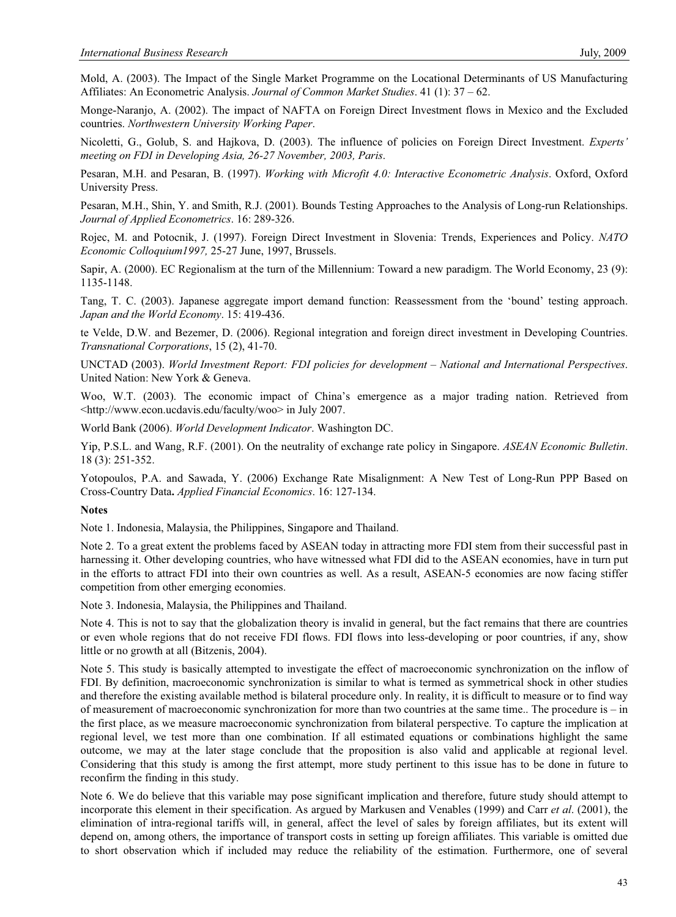Mold, A. (2003). The Impact of the Single Market Programme on the Locational Determinants of US Manufacturing Affiliates: An Econometric Analysis. *Journal of Common Market Studies*. 41 (1): 37 – 62.

Monge-Naranjo, A. (2002). The impact of NAFTA on Foreign Direct Investment flows in Mexico and the Excluded countries. *Northwestern University Working Paper*.

Nicoletti, G., Golub, S. and Hajkova, D. (2003). The influence of policies on Foreign Direct Investment. *Experts' meeting on FDI in Developing Asia, 26-27 November, 2003, Paris*.

Pesaran, M.H. and Pesaran, B. (1997). *Working with Microfit 4.0: Interactive Econometric Analysis*. Oxford, Oxford University Press.

Pesaran, M.H., Shin, Y. and Smith, R.J. (2001). Bounds Testing Approaches to the Analysis of Long-run Relationships. *Journal of Applied Econometrics*. 16: 289-326.

Rojec, M. and Potocnik, J. (1997). Foreign Direct Investment in Slovenia: Trends, Experiences and Policy. *NATO Economic Colloquium1997,* 25-27 June, 1997, Brussels.

Sapir, A. (2000). EC Regionalism at the turn of the Millennium: Toward a new paradigm. The World Economy, 23 (9): 1135-1148.

Tang, T. C. (2003). Japanese aggregate import demand function: Reassessment from the 'bound' testing approach. *Japan and the World Economy*. 15: 419-436.

te Velde, D.W. and Bezemer, D. (2006). Regional integration and foreign direct investment in Developing Countries. *Transnational Corporations*, 15 (2), 41-70.

UNCTAD (2003). *World Investment Report: FDI policies for development – National and International Perspectives*. United Nation: New York & Geneva.

Woo, W.T. (2003). The economic impact of China's emergence as a major trading nation. Retrieved from <http://www.econ.ucdavis.edu/faculty/woo> in July 2007.

World Bank (2006). *World Development Indicator*. Washington DC.

Yip, P.S.L. and Wang, R.F. (2001). On the neutrality of exchange rate policy in Singapore. *ASEAN Economic Bulletin*. 18 (3): 251-352.

Yotopoulos, P.A. and Sawada, Y. (2006) Exchange Rate Misalignment: A New Test of Long-Run PPP Based on Cross-Country Data**.** *Applied Financial Economics*. 16: 127-134.

**Notes**

Note 1. Indonesia, Malaysia, the Philippines, Singapore and Thailand.

Note 2. To a great extent the problems faced by ASEAN today in attracting more FDI stem from their successful past in harnessing it. Other developing countries, who have witnessed what FDI did to the ASEAN economies, have in turn put in the efforts to attract FDI into their own countries as well. As a result, ASEAN-5 economies are now facing stiffer competition from other emerging economies.

Note 3. Indonesia, Malaysia, the Philippines and Thailand.

Note 4. This is not to say that the globalization theory is invalid in general, but the fact remains that there are countries or even whole regions that do not receive FDI flows. FDI flows into less-developing or poor countries, if any, show little or no growth at all (Bitzenis, 2004).

Note 5. This study is basically attempted to investigate the effect of macroeconomic synchronization on the inflow of FDI. By definition, macroeconomic synchronization is similar to what is termed as symmetrical shock in other studies and therefore the existing available method is bilateral procedure only. In reality, it is difficult to measure or to find way of measurement of macroeconomic synchronization for more than two countries at the same time.. The procedure is – in the first place, as we measure macroeconomic synchronization from bilateral perspective. To capture the implication at regional level, we test more than one combination. If all estimated equations or combinations highlight the same outcome, we may at the later stage conclude that the proposition is also valid and applicable at regional level. Considering that this study is among the first attempt, more study pertinent to this issue has to be done in future to reconfirm the finding in this study.

Note 6. We do believe that this variable may pose significant implication and therefore, future study should attempt to incorporate this element in their specification. As argued by Markusen and Venables (1999) and Carr *et al*. (2001), the elimination of intra-regional tariffs will, in general, affect the level of sales by foreign affiliates, but its extent will depend on, among others, the importance of transport costs in setting up foreign affiliates. This variable is omitted due to short observation which if included may reduce the reliability of the estimation. Furthermore, one of several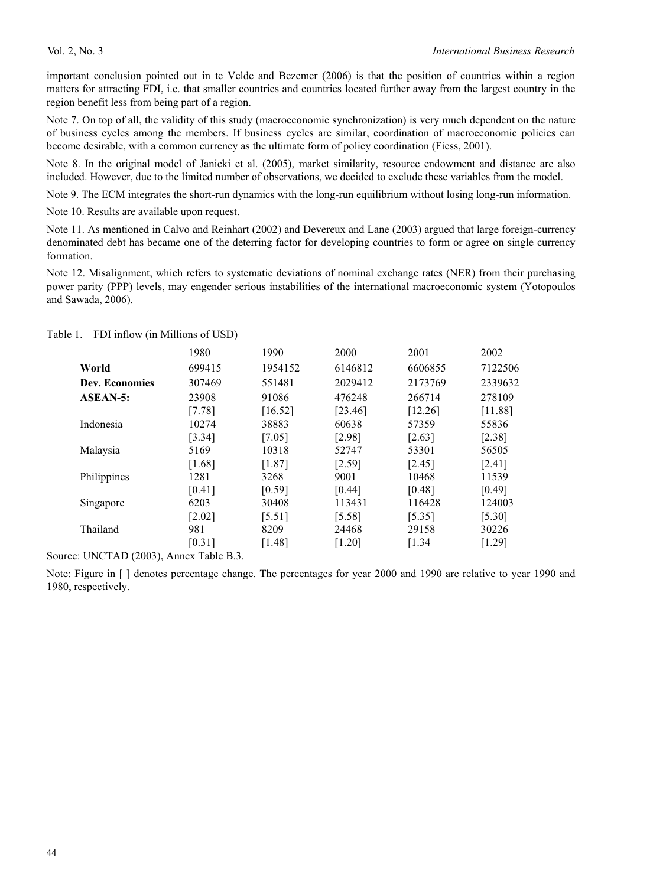important conclusion pointed out in te Velde and Bezemer (2006) is that the position of countries within a region matters for attracting FDI, i.e. that smaller countries and countries located further away from the largest country in the region benefit less from being part of a region.

Note 7. On top of all, the validity of this study (macroeconomic synchronization) is very much dependent on the nature of business cycles among the members. If business cycles are similar, coordination of macroeconomic policies can become desirable, with a common currency as the ultimate form of policy coordination (Fiess, 2001).

Note 8. In the original model of Janicki et al. (2005), market similarity, resource endowment and distance are also included. However, due to the limited number of observations, we decided to exclude these variables from the model.

Note 9. The ECM integrates the short-run dynamics with the long-run equilibrium without losing long-run information.

Note 10. Results are available upon request.

Note 11. As mentioned in Calvo and Reinhart (2002) and Devereux and Lane (2003) argued that large foreign-currency denominated debt has became one of the deterring factor for developing countries to form or agree on single currency formation.

Note 12. Misalignment, which refers to systematic deviations of nominal exchange rates (NER) from their purchasing power parity (PPP) levels, may engender serious instabilities of the international macroeconomic system (Yotopoulos and Sawada, 2006).

Table 1. FDI inflow (in Millions of USD)

| | 1980 | 1990 | 2000 | 2001 | 2002 |
|---|---|---|---|---|---|
| **World** | 699415 | 1954152 | 6146812 | 6606855 | 7122506 |
| **Dev. Economies** | 307469 | 551481 | 2029412 | 2173769 | 2339632 |
| **ASEAN-5:** | 23908 | 91086 | 476248 | 266714 | 278109 |
| | [7.78] | [16.52] | [23.46] | [12.26] | [11.88] |
| Indonesia | 10274 | 38883 | 60638 | 57359 | 55836 |
| | [3.34] | [7.05] | [2.98] | [2.63] | [2.38] |
| Malaysia | 5169 | 10318 | 52747 | 53301 | 56505 |
| | [1.68] | [1.87] | [2.59] | [2.45] | [2.41] |
| Philippines | 1281 | 3268 | 9001 | 10468 | 11539 |
| | [0.41] | [0.59] | [0.44] | [0.48] | [0.49] |
| Singapore | 6203 | 30408 | 113431 | 116428 | 124003 |
| | [2.02] | [5.51] | [5.58] | [5.35] | [5.30] |
| Thailand | 981 | 8209 | 24468 | 29158 | 30226 |
| | [0.31] | [1.48] | [1.20] | [1.34 | [1.29] |

Source: UNCTAD (2003), Annex Table B.3.

Note: Figure in [ ] denotes percentage change. The percentages for year 2000 and 1990 are relative to year 1990 and 1980, respectively.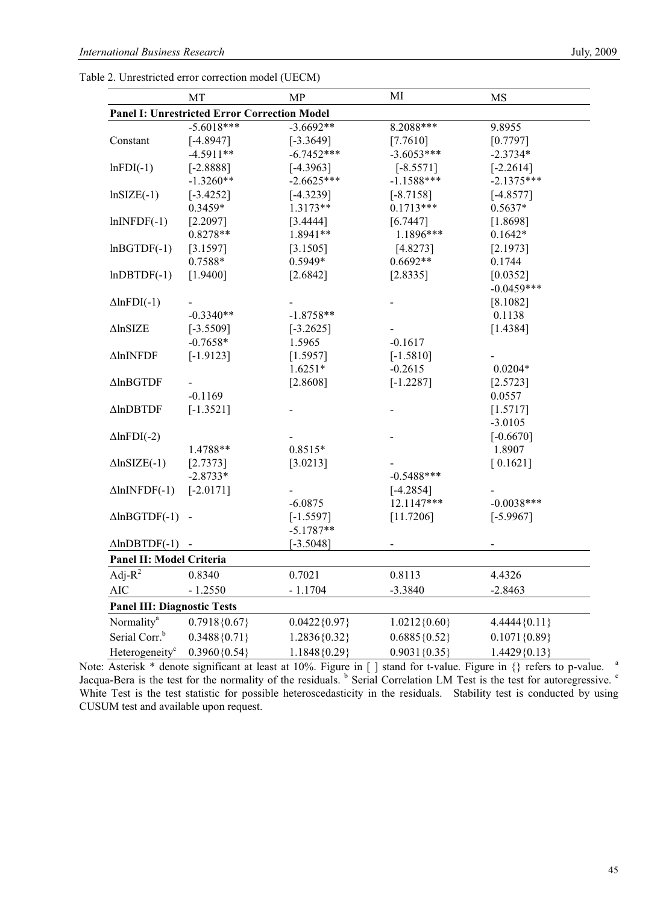Table 2. Unrestricted error correction model (UECM)

| | MT | MP | MI | MS |
|---|---|---|---|---|
| **Panel I: Unrestricted Error Correction Model** | | | | |
| Constant | -5.6018*** [-4.8947] | -3.6692** [-3.3649] | 8.2088*** [7.7610] | 9.8955 [0.7797] |
| lnFDI(-1) | -4.5911** [-2.8888] | -6.7452*** [-4.3963] | -3.6053*** [-8.5571] | -2.3734* [-2.2614] |
| lnSIZE(-1) | -1.3260** [-3.4252] | -2.6625*** [-4.3239] | -1.1588*** [-8.7158] | -2.1375*** [-4.8577] |
| lnINFDF(-1) | 0.3459* [2.2097] | 1.3173** [3.4444] | 0.1713*** [6.7447] | 0.5637* [1.8698] |
| lnBGTDF(-1) | 0.8278** [3.1597] | 1.8941** [3.1505] | 1.1896*** [4.8273] | 0.1642* [2.1973] |
| lnDBTDF(-1) | 0.7588* [1.9400] | 0.5949* [2.6842] | 0.6692** [2.8335] | 0.1744 [0.0352] |
| ΔlnFDI(-1) | - | - | - | -0.0459*** [8.1082] |
| ΔlnSIZE | -0.3340** [-3.5509] | -1.8758** [-3.2625] | - | 0.1138 [1.4384] |
| ΔlnINFDF | -0.7658* [-1.9123] | 1.5965 [1.5957] | -0.1617 [-1.5810] | - |
| ΔlnBGTDF | - | 1.6251* [2.8608] | -0.2615 [-1.2287] | 0.0204* [2.5723] |
| ΔlnDBTDF | -0.1169 [-1.3521] | - | - | 0.0557 [1.5717] |
| ΔlnFDI(-2) | | - | - | -3.0105 [-0.6670] |
| ΔlnSIZE(-1) | 1.4788** [2.7373] | 0.8515* [3.0213] | - | 1.8907 [ 0.1621] |
| ΔlnINFDF(-1) | -2.8733* [-2.0171] | - | -0.5488*** [-4.2854] | - |
| ΔlnBGTDF(-1) | - | -6.0875 [-1.5597] | 12.1147*** [11.7206] | -0.0038*** [-5.9967] |
| ΔlnDBTDF(-1) | - | -5.1787** [-3.5048] | - | - |
| **Panel II: Model Criteria** | | | | |
| Adj-$R^2$ | 0.8340 | 0.7021 | 0.8113 | 4.4326 |
| AIC | - 1.2550 | - 1.1704 | -3.3840 | -2.8463 |
| **Panel III: Diagnostic Tests** | | | | |
| Normality[a] | 0.7918{0.67} | 0.0422{0.97} | 1.0212{0.60} | 4.4444{0.11} |
| Serial Corr.[b] | 0.3488{0.71} | 1.2836{0.32} | 0.6885{0.52} | 0.1071{0.89} |
| Heterogeneity[c] | 0.3960{0.54} | 1.1848{0.29} | 0.9031{0.35} | 1.4429{0.13} |

Note: Asterisk * denote significant at least at 10%. Figure in [ ] stand for t-value. Figure in {} refers to p-value. [a] Jacqua-Bera is the test for the normality of the residuals. [b] Serial Correlation LM Test is the test for autoregressive. [c] White Test is the test statistic for possible heteroscedasticity in the residuals. Stability test is conducted by using CUSUM test and available upon request.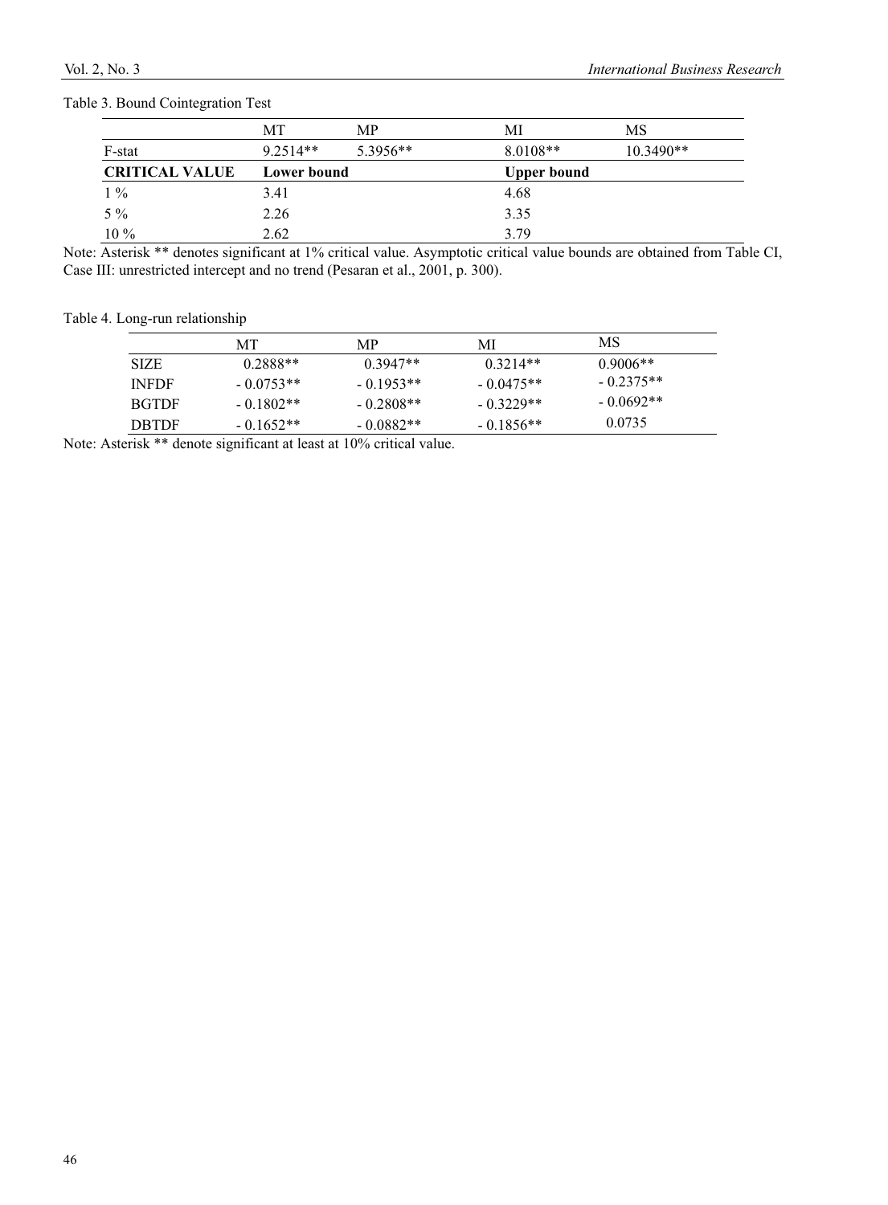Table 3. Bound Cointegration Test

| | MT | MP | MI | MS |
|---|---|---|---|---|
| F-stat | 9.2514** | 5.3956** | 8.0108** | 10.3490** |
| **CRITICAL VALUE** | **Lower bound** | | **Upper bound** | |
| 1 % | 3.41 | | 4.68 | |
| 5 % | 2.26 | | 3.35 | |
| 10 % | 2.62 | | 3.79 | |

Note: Asterisk ** denotes significant at 1% critical value. Asymptotic critical value bounds are obtained from Table CI, Case III: unrestricted intercept and no trend (Pesaran et al., 2001, p. 300).

Table 4. Long-run relationship

| | MT | MP | MI | MS |
|---|---|---|---|---|
| SIZE | 0.2888** | 0.3947** | 0.3214** | 0.9006** |
| INFDF | - 0.0753** | - 0.1953** | - 0.0475** | - 0.2375** |
| BGTDF | - 0.1802** | - 0.2808** | - 0.3229** | - 0.0692** |
| DBTDF | - 0.1652** | - 0.0882** | - 0.1856** | 0.0735 |

Note: Asterisk ** denote significant at least at 10% critical value.